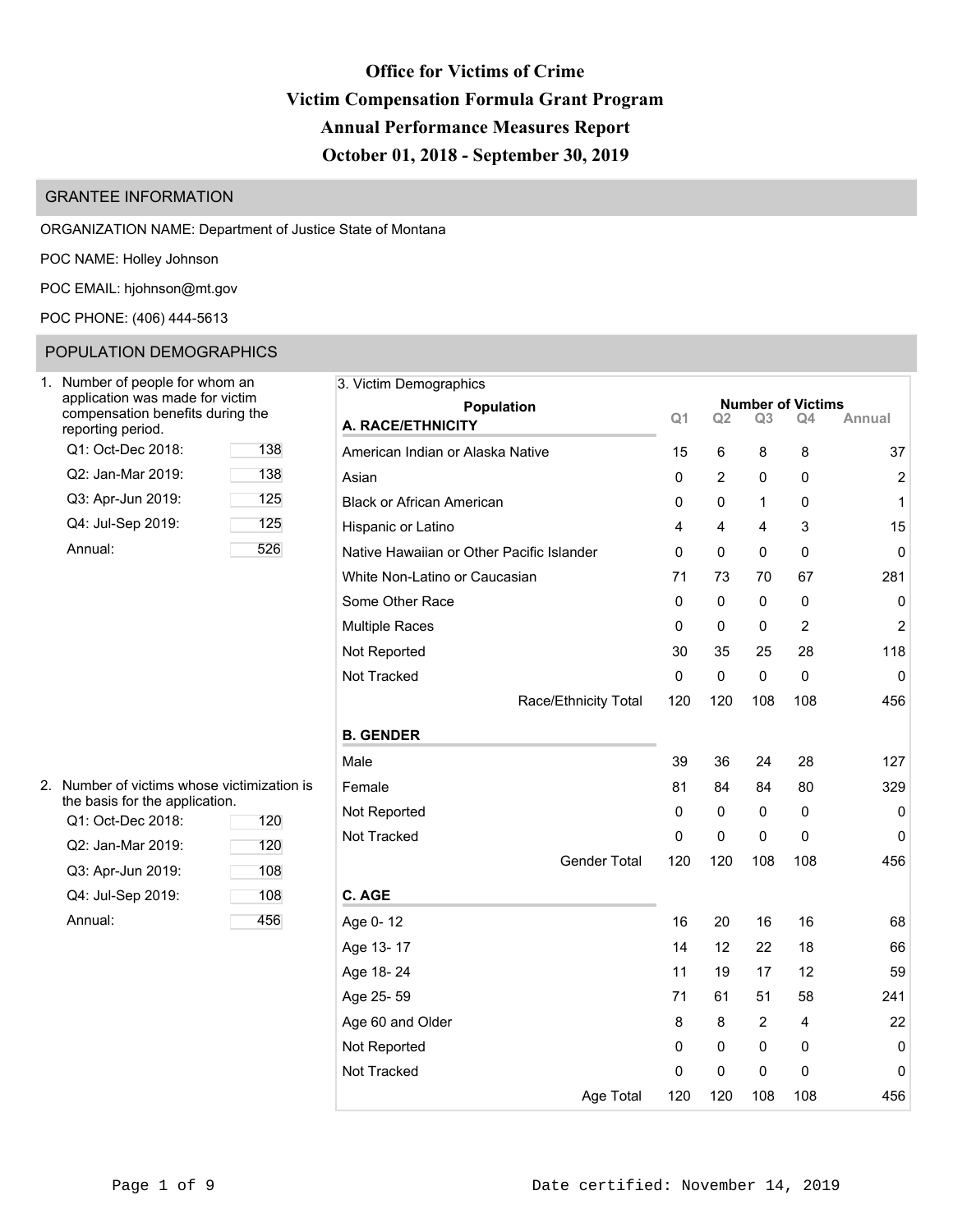# Office for Victims of Crime

# Victim Compensation Formula Grant Program

# Annual Performance Measures Report

# October 01, 2018 - September 30, 2019

## GRANTEE INFORMATION

ORGANIZATION NAME: Department of Justice State of Montana

POC NAME: Holley Johnson

POC EMAIL: hjohnson@mt.gov

POC PHONE: (406) 444-5613

## POPULATION DEMOGRAPHICS

1. Number of people for whom an application was made for victim compensation benefits during the reporting period.

| Quarter | Count |
|---|---|
| Q1: Oct-Dec 2018: | 138 |
| Q2: Jan-Mar 2019: | 138 |
| Q3: Apr-Jun 2019: | 125 |
| Q4: Jul-Sep 2019: | 125 |
| Annual: | 526 |

2. Number of victims whose victimization is the basis for the application.

| Quarter | Count |
|---|---|
| Q1: Oct-Dec 2018: | 120 |
| Q2: Jan-Mar 2019: | 120 |
| Q3: Apr-Jun 2019: | 108 |
| Q4: Jul-Sep 2019: | 108 |
| Annual: | 456 |

3. Victim Demographics

| Population | Number of Victims | | | | |
|---|---|---|---|---|---|
| | Q1 | Q2 | Q3 | Q4 | Annual |
| **A. RACE/ETHNICITY** | | | | | |
| American Indian or Alaska Native | 15 | 6 | 8 | 8 | 37 |
| Asian | 0 | 2 | 0 | 0 | 2 |
| Black or African American | 0 | 0 | 1 | 0 | 1 |
| Hispanic or Latino | 4 | 4 | 4 | 3 | 15 |
| Native Hawaiian or Other Pacific Islander | 0 | 0 | 0 | 0 | 0 |
| White Non-Latino or Caucasian | 71 | 73 | 70 | 67 | 281 |
| Some Other Race | 0 | 0 | 0 | 0 | 0 |
| Multiple Races | 0 | 0 | 0 | 2 | 2 |
| Not Reported | 30 | 35 | 25 | 28 | 118 |
| Not Tracked | 0 | 0 | 0 | 0 | 0 |
| Race/Ethnicity Total | 120 | 120 | 108 | 108 | 456 |
| **B. GENDER** | | | | | |
| Male | 39 | 36 | 24 | 28 | 127 |
| Female | 81 | 84 | 84 | 80 | 329 |
| Not Reported | 0 | 0 | 0 | 0 | 0 |
| Not Tracked | 0 | 0 | 0 | 0 | 0 |
| Gender Total | 120 | 120 | 108 | 108 | 456 |
| **C. AGE** | | | | | |
| Age 0- 12 | 16 | 20 | 16 | 16 | 68 |
| Age 13- 17 | 14 | 12 | 22 | 18 | 66 |
| Age 18- 24 | 11 | 19 | 17 | 12 | 59 |
| Age 25- 59 | 71 | 61 | 51 | 58 | 241 |
| Age 60 and Older | 8 | 8 | 2 | 4 | 22 |
| Not Reported | 0 | 0 | 0 | 0 | 0 |
| Not Tracked | 0 | 0 | 0 | 0 | 0 |
| Age Total | 120 | 120 | 108 | 108 | 456 |

Date certified: November 14, 2019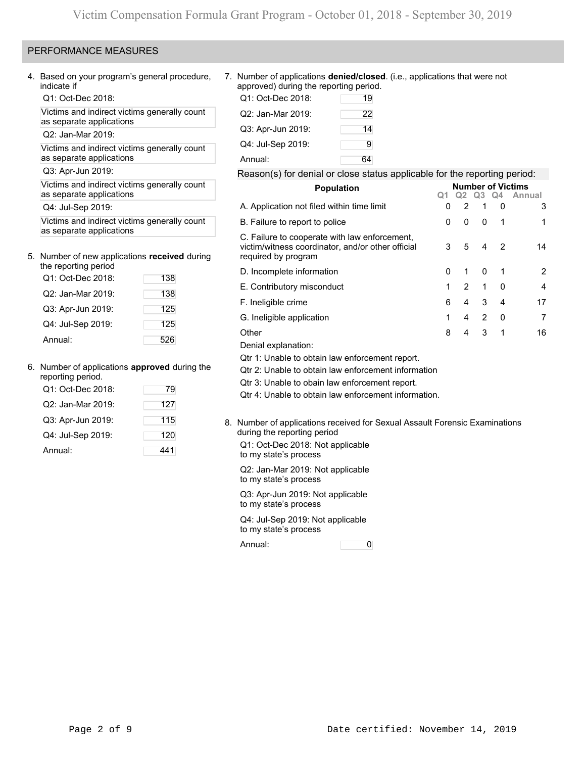## PERFORMANCE MEASURES

4. Based on your program's general procedure, indicate if

Q1: Oct-Dec 2018:

Victims and indirect victims generally count as separate applications

Q2: Jan-Mar 2019:

Victims and indirect victims generally count as separate applications

Q3: Apr-Jun 2019:

Victims and indirect victims generally count as separate applications

Q4: Jul-Sep 2019:

Victims and indirect victims generally count as separate applications

5. Number of new applications **received** during the reporting period

| | |
|---|---|
| Q1: Oct-Dec 2018: | 138 |
| Q2: Jan-Mar 2019: | 138 |
| Q3: Apr-Jun 2019: | 125 |
| Q4: Jul-Sep 2019: | 125 |
| Annual: | 526 |

6. Number of applications **approved** during the reporting period.

| | |
|---|---|
| Q1: Oct-Dec 2018: | 79 |
| Q2: Jan-Mar 2019: | 127 |
| Q3: Apr-Jun 2019: | 115 |
| Q4: Jul-Sep 2019: | 120 |
| Annual: | 441 |

7. Number of applications **denied/closed**. (i.e., applications that were not approved) during the reporting period.

| | |
|---|---|
| Q1: Oct-Dec 2018: | 19 |
| Q2: Jan-Mar 2019: | 22 |
| Q3: Apr-Jun 2019: | 14 |
| Q4: Jul-Sep 2019: | 9 |
| Annual: | 64 |

Reason(s) for denial or close status applicable for the reporting period:

| Population | Number of Victims | | | | |
|---|---|---|---|---|---|
| | Q1 | Q2 | Q3 | Q4 | Annual |
| A. Application not filed within time limit | 0 | 2 | 1 | 0 | 3 |
| B. Failure to report to police | 0 | 0 | 0 | 1 | 1 |
| C. Failure to cooperate with law enforcement, victim/witness coordinator, and/or other official required by program | 3 | 5 | 4 | 2 | 14 |
| D. Incomplete information | 0 | 1 | 0 | 1 | 2 |
| E. Contributory misconduct | 1 | 2 | 1 | 0 | 4 |
| F. Ineligible crime | 6 | 4 | 3 | 4 | 17 |
| G. Ineligible application | 1 | 4 | 2 | 0 | 7 |
| Other | 8 | 4 | 3 | 1 | 16 |

Denial explanation:

Qtr 1: Unable to obtain law enforcement report.

Qtr 2: Unable to obtain law enforcement information

Qtr 3: Unable to obain law enforcement report.

Qtr 4: Unable to obtain law enforcement information.

8. Number of applications received for Sexual Assault Forensic Examinations during the reporting period

Q1: Oct-Dec 2018: Not applicable to my state's process

Q2: Jan-Mar 2019: Not applicable to my state's process

Q3: Apr-Jun 2019: Not applicable to my state's process

Q4: Jul-Sep 2019: Not applicable to my state's process

Annual: 0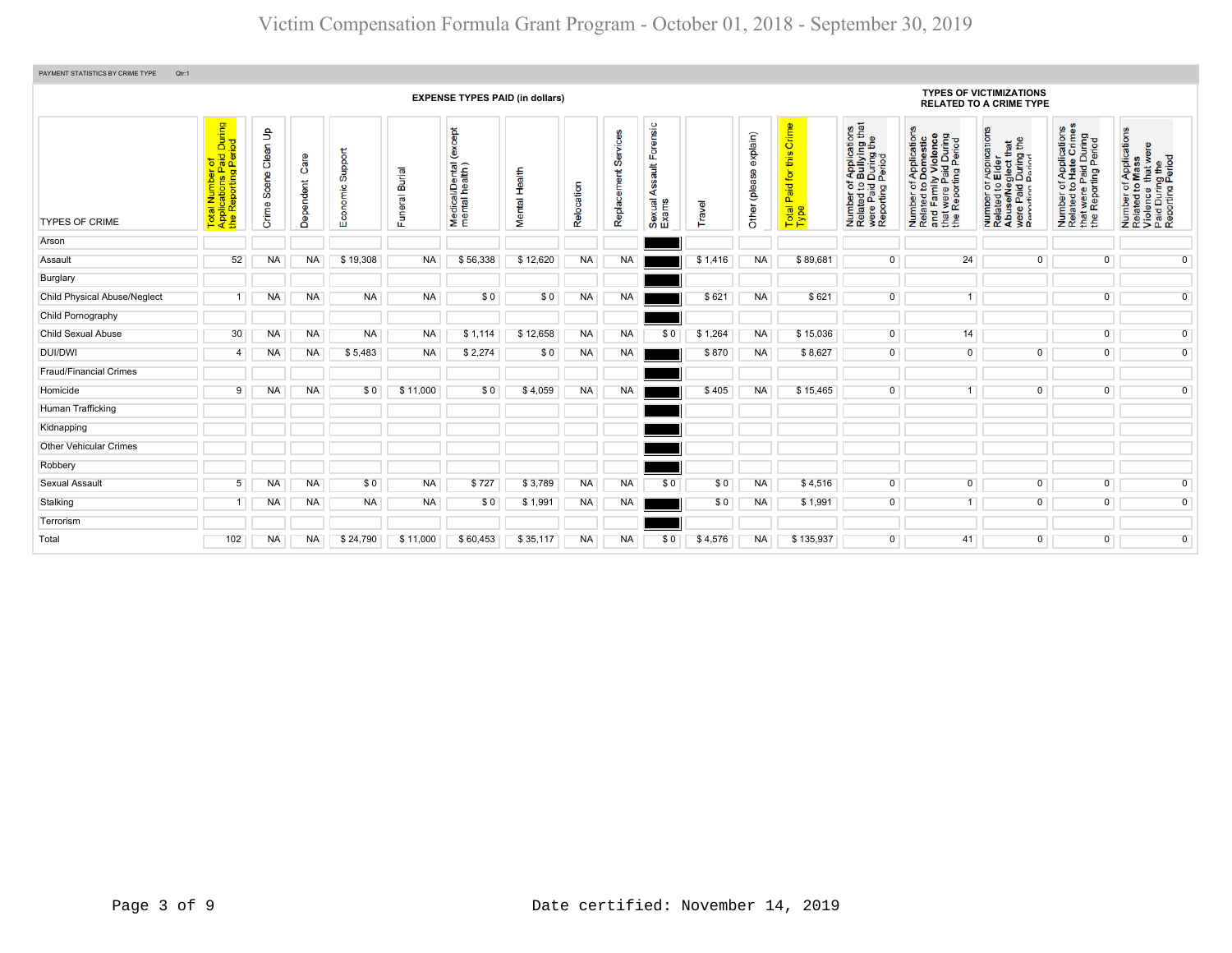# Victim Compensation Formula Grant Program - October 01, 2018 - September 30, 2019

PAYMENT STATISTICS BY CRIME TYPE Qtr:1

| TYPES OF CRIME | Total Number of Applications Paid During the Reporting Period | EXPENSE TYPES PAID (in dollars) | | | | | | | | | | | Total Paid for this Crime Type | TYPES OF VICTIMIZATIONS RELATED TO A CRIME TYPE | | | | |
|---|---|---|---|---|---|---|---|---|---|---|---|---|---|---|---|---|---|---|
| | | Crime Scene Clean Up | Dependent Care | Economic Support | Funeral Burial | Medical/Dental (except mental health) | Mental Health | Relocation | Replacement Services | Sexual Assault Forensic Exams | Travel | Other (please explain) | | Number of Applications Related to Bullying that were Paid During the Reporting Period | Number of Applications Related to Domestic and Family Violence that were Paid During the Reporting Period | Number of Applications Related to Elder Abuse/Neglect that were Paid During the Reporting Period | Number of Applications Related to Hate Crimes that were Paid During the Reporting Period | Number of Applications Related to Mass Violence that were Paid During the Reporting Period |
| Arson | | | | | | | | | | | | | | | | | | |
| Assault | 52 | NA | NA | $ 19,308 | NA | $ 56,338 | $ 12,620 | NA | NA | | $ 1,416 | NA | $ 89,681 | 0 | 24 | 0 | 0 | 0 |
| Burglary | | | | | | | | | | | | | | | | | | |
| Child Physical Abuse/Neglect | 1 | NA | NA | NA | NA | $ 0 | $ 0 | NA | NA | | $ 621 | NA | $ 621 | 0 | 1 | | 0 | 0 |
| Child Pornography | | | | | | | | | | | | | | | | | | |
| Child Sexual Abuse | 30 | NA | NA | NA | NA | $ 1,114 | $ 12,658 | NA | NA | $ 0 | $ 1,264 | NA | $ 15,036 | 0 | 14 | | 0 | 0 |
| DUI/DWI | 4 | NA | NA | $ 5,483 | NA | $ 2,274 | $ 0 | NA | NA | | $ 870 | NA | $ 8,627 | 0 | 0 | 0 | 0 | 0 |
| Fraud/Financial Crimes | | | | | | | | | | | | | | | | | | |
| Homicide | 9 | NA | NA | $ 0 | $ 11,000 | $ 0 | $ 4,059 | NA | NA | | $ 405 | NA | $ 15,465 | 0 | 1 | 0 | 0 | 0 |
| Human Trafficking | | | | | | | | | | | | | | | | | | |
| Kidnapping | | | | | | | | | | | | | | | | | | |
| Other Vehicular Crimes | | | | | | | | | | | | | | | | | | |
| Robbery | | | | | | | | | | | | | | | | | | |
| Sexual Assault | 5 | NA | NA | $ 0 | NA | $ 727 | $ 3,789 | NA | NA | $ 0 | $ 0 | NA | $ 4,516 | 0 | 0 | 0 | 0 | 0 |
| Stalking | 1 | NA | NA | NA | NA | $ 0 | $ 1,991 | NA | NA | | $ 0 | NA | $ 1,991 | 0 | 1 | 0 | 0 | 0 |
| Terrorism | | | | | | | | | | | | | | | | | | |
| Total | 102 | NA | NA | $ 24,790 | $ 11,000 | $ 60,453 | $ 35,117 | NA | NA | $ 0 | $ 4,576 | NA | $ 135,937 | 0 | 41 | 0 | 0 | 0 |

Date certified: November 14, 2019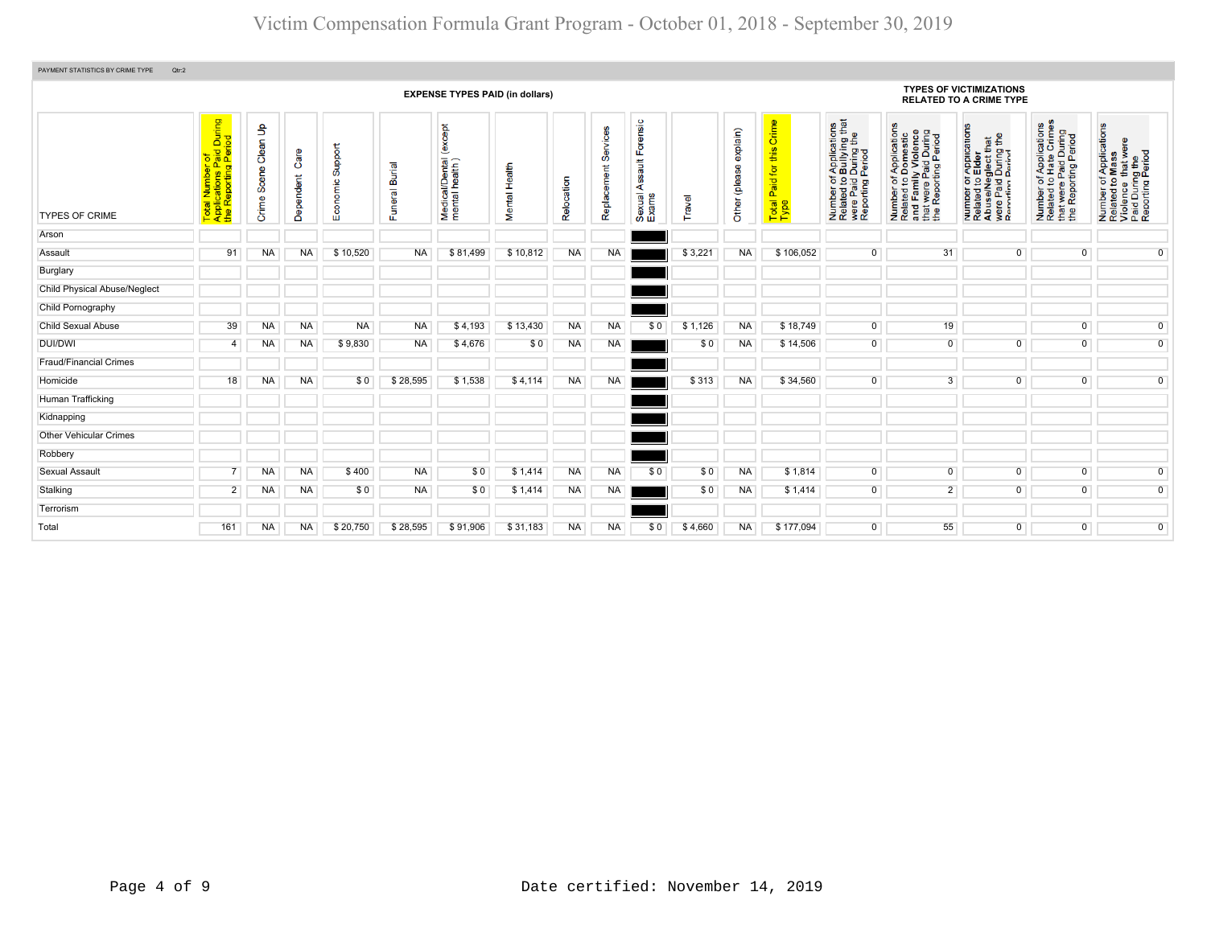# Victim Compensation Formula Grant Program - October 01, 2018 - September 30, 2019

PAYMENT STATISTICS BY CRIME TYPE Qtr:2

| TYPES OF CRIME | EXPENSE TYPES PAID (in dollars) | | | | | | | | | | | | | TYPES OF VICTIMIZATIONS RELATED TO A CRIME TYPE | | | | |
|---|---|---|---|---|---|---|---|---|---|---|---|---|---|---|---|---|---|---|
| | Total Number of Applications Paid During the Reporting Period | Crime Scene Clean Up | Dependent Care | Economic Support | Funeral Burial | Medical/Dental (except mental health ) | Mental Health | Relocation | Replacement Services | Sexual Assault Forensic Exams | Travel | Other (please explain) | Total Paid for this Crime Type | Number of Applications Related to Bullying that were Paid During the Reporting Period | Number of Applications Related to Domestic and Family Violence that were Paid During the Reporting Period | Number of Applications Related to Elder Abuse/Neglect that were Paid During the Reporting Period | Number of Applications Related to Hate Crimes that were Paid During the Reporting Period | Number of Applications Related to Mass Violence that were Paid During the Reporting Period |
| Arson | | | | | | | | | | | | | | | | | | |
| Assault | 91 | NA | NA | $ 10,520 | NA | $ 81,499 | $ 10,812 | NA | NA | | $ 3,221 | NA | $ 106,052 | 0 | 31 | 0 | 0 | 0 |
| Burglary | | | | | | | | | | | | | | | | | | |
| Child Physical Abuse/Neglect | | | | | | | | | | | | | | | | | | |
| Child Pornography | | | | | | | | | | | | | | | | | | |
| Child Sexual Abuse | 39 | NA | NA | NA | NA | $ 4,193 | $ 13,430 | NA | NA | $ 0 | $ 1,126 | NA | $ 18,749 | 0 | 19 | | 0 | 0 |
| DUI/DWI | 4 | NA | NA | $ 9,830 | NA | $ 4,676 | $ 0 | NA | NA | | $ 0 | NA | $ 14,506 | 0 | 0 | 0 | 0 | 0 |
| Fraud/Financial Crimes | | | | | | | | | | | | | | | | | | |
| Homicide | 18 | NA | NA | $ 0 | $ 28,595 | $ 1,538 | $ 4,114 | NA | NA | | $ 313 | NA | $ 34,560 | 0 | 3 | 0 | 0 | 0 |
| Human Trafficking | | | | | | | | | | | | | | | | | | |
| Kidnapping | | | | | | | | | | | | | | | | | | |
| Other Vehicular Crimes | | | | | | | | | | | | | | | | | | |
| Robbery | | | | | | | | | | | | | | | | | | |
| Sexual Assault | 7 | NA | NA | $ 400 | NA | $ 0 | $ 1,414 | NA | NA | $ 0 | $ 0 | NA | $ 1,814 | 0 | 0 | 0 | 0 | 0 |
| Stalking | 2 | NA | NA | $ 0 | NA | $ 0 | $ 1,414 | NA | NA | | $ 0 | NA | $ 1,414 | 0 | 2 | 0 | 0 | 0 |
| Terrorism | | | | | | | | | | | | | | | | | | |
| Total | 161 | NA | NA | $ 20,750 | $ 28,595 | $ 91,906 | $ 31,183 | NA | NA | $ 0 | $ 4,660 | NA | $ 177,094 | 0 | 55 | 0 | 0 | 0 |

Date certified: November 14, 2019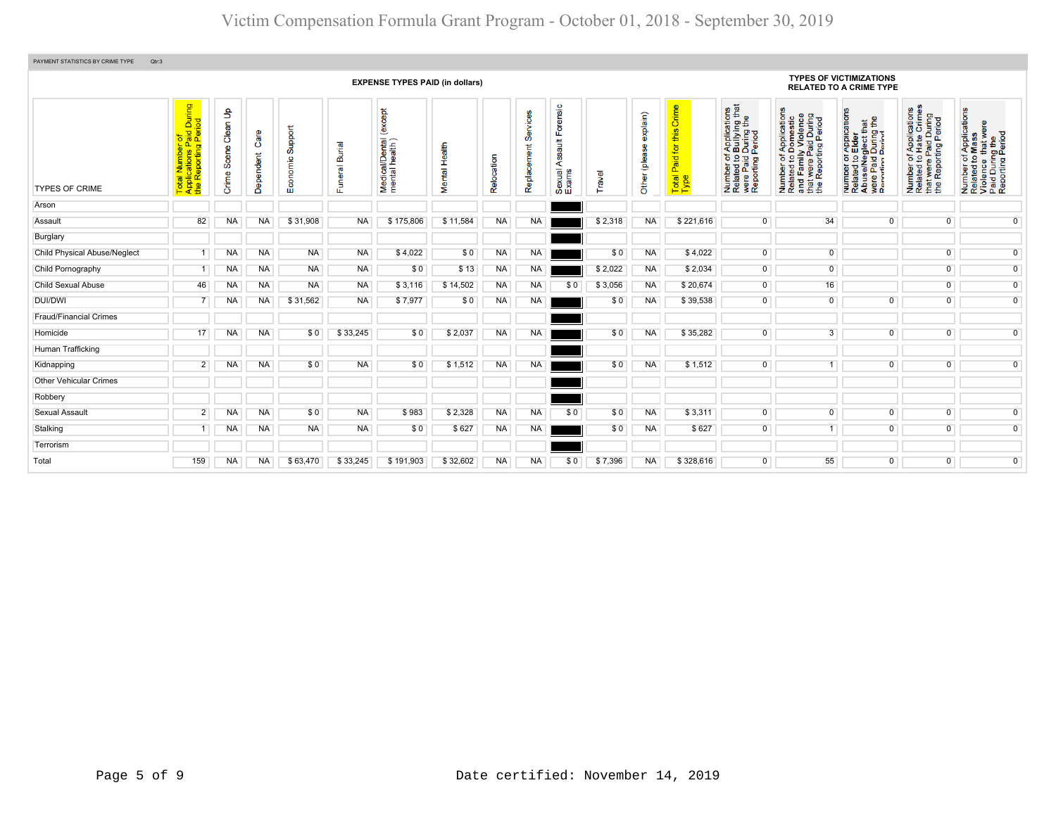# Victim Compensation Formula Grant Program - October 01, 2018 - September 30, 2019

PAYMENT STATISTICS BY CRIME TYPE Qtr:3

| TYPES OF CRIME | Total Number of Applications Paid During the Reporting Period | EXPENSE TYPES PAID (in dollars) | | | | | | | | | | | | Total Paid for this Crime Type | TYPES OF VICTIMIZATIONS RELATED TO A CRIME TYPE | | | | |
|---|---|---|---|---|---|---|---|---|---|---|---|---|---|---|---|---|---|---|---|
| | | Crime Scene Clean Up | Dependent Care | Economic Support | Funeral Burial | Medical/Dental (except mental health) | Mental Health | Relocation | Replacement Services | Sexual Assault Forensic Exams | Travel | Other (please explain) | | | Number of Applications Related to Bullying that were Paid During the Reporting Period | Number of Applications Related to Domestic and Family Violence that were Paid During the Reporting Period | Number of Applications Related to Elder Abuse/Neglect that were Paid During the Reporting Period | Number of Applications Related to Hate Crimes that were Paid During the Reporting Period | Number of Applications Related to Mass Violence that were Paid During the Reporting Period |
| Arson | | | | | | | | | | | | | | | | | | | |
| Assault | 82 | NA | NA | $ 31,908 | NA | $ 175,806 | $ 11,584 | NA | NA | | $ 2,318 | NA | | $ 221,616 | 0 | 34 | 0 | 0 | 0 |
| Burglary | | | | | | | | | | | | | | | | | | | |
| Child Physical Abuse/Neglect | 1 | NA | NA | NA | NA | $ 4,022 | $ 0 | NA | NA | | $ 0 | NA | | $ 4,022 | 0 | 0 | | 0 | 0 |
| Child Pornography | 1 | NA | NA | NA | NA | $ 0 | $ 13 | NA | NA | | $ 2,022 | NA | | $ 2,034 | 0 | 0 | | 0 | 0 |
| Child Sexual Abuse | 46 | NA | NA | NA | NA | $ 3,116 | $ 14,502 | NA | NA | $ 0 | $ 3,056 | NA | | $ 20,674 | 0 | 16 | | 0 | 0 |
| DUI/DWI | 7 | NA | NA | $ 31,562 | NA | $ 7,977 | $ 0 | NA | NA | | $ 0 | NA | | $ 39,538 | 0 | 0 | 0 | 0 | 0 |
| Fraud/Financial Crimes | | | | | | | | | | | | | | | | | | | |
| Homicide | 17 | NA | NA | $ 0 | $ 33,245 | $ 0 | $ 2,037 | NA | NA | | $ 0 | NA | | $ 35,282 | 0 | 3 | 0 | 0 | 0 |
| Human Trafficking | | | | | | | | | | | | | | | | | | | |
| Kidnapping | 2 | NA | NA | $ 0 | NA | $ 0 | $ 1,512 | NA | NA | | $ 0 | NA | | $ 1,512 | 0 | 1 | 0 | 0 | 0 |
| Other Vehicular Crimes | | | | | | | | | | | | | | | | | | | |
| Robbery | | | | | | | | | | | | | | | | | | | |
| Sexual Assault | 2 | NA | NA | $ 0 | NA | $ 983 | $ 2,328 | NA | NA | $ 0 | $ 0 | NA | | $ 3,311 | 0 | 0 | 0 | 0 | 0 |
| Stalking | 1 | NA | NA | NA | NA | $ 0 | $ 627 | NA | NA | | $ 0 | NA | | $ 627 | 0 | 1 | 0 | 0 | 0 |
| Terrorism | | | | | | | | | | | | | | | | | | | |
| Total | 159 | NA | NA | $ 63,470 | $ 33,245 | $ 191,903 | $ 32,602 | NA | NA | $ 0 | $ 7,396 | NA | | $ 328,616 | 0 | 55 | 0 | 0 | 0 |

Date certified: November 14, 2019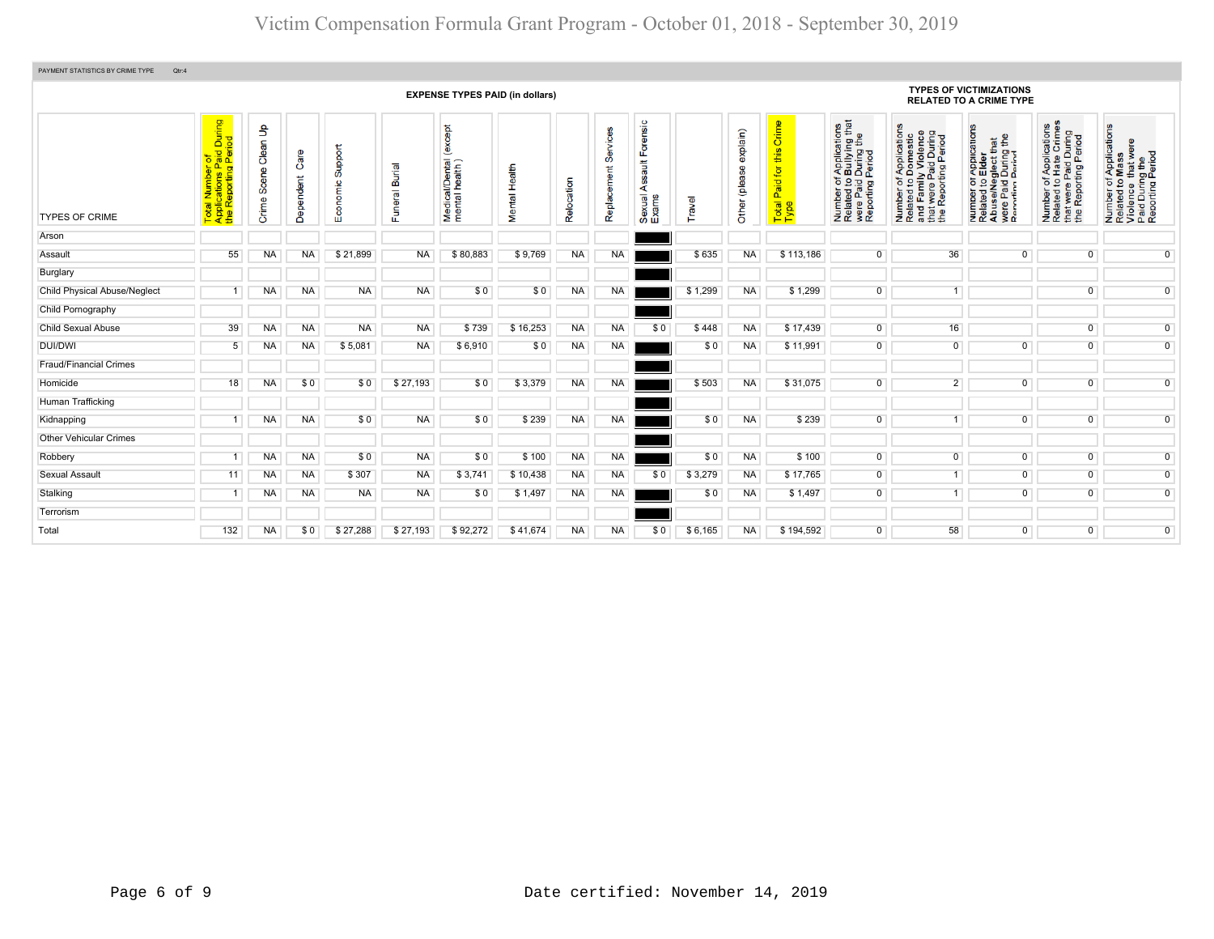# Victim Compensation Formula Grant Program - October 01, 2018 - September 30, 2019

PAYMENT STATISTICS BY CRIME TYPE Qtr:4

| TYPES OF CRIME | Total Number of Applications Paid During the Reporting Period | EXPENSE TYPES PAID (in dollars) | | | | | | | | | | | | TYPES OF VICTIMIZATIONS RELATED TO A CRIME TYPE | | | | |
|---|---|---|---|---|---|---|---|---|---|---|---|---|---|---|---|---|---|---|
| | | Crime Scene Clean Up | Dependent Care | Economic Support | Funeral Burial | Medical/Dental (except mental health) | Mental Health | Relocation | Replacement Services | Sexual Assault Forensic Exams | Travel | Other (please explain) | Total Paid for this Crime Type | Number of Applications Related to Bullying that were Paid During the Reporting Period | Number of Applications Related to Domestic and Family Violence that were Paid During the Reporting Period | Number of Applications Related to Elder Abuse/Neglect that were Paid During the Reporting Period | Number of Applications Related to Hate Crimes that were Paid During the Reporting Period | Number of Applications Related to Mass Violence that were Paid During the Reporting Period |
| Arson | | | | | | | | | | | | | | | | | | |
| Assault | 55 | NA | NA | $ 21,899 | NA | $ 80,883 | $ 9,769 | NA | NA | | $ 635 | NA | $ 113,186 | 0 | 36 | 0 | 0 | 0 |
| Burglary | | | | | | | | | | | | | | | | | | |
| Child Physical Abuse/Neglect | 1 | NA | NA | NA | NA | $ 0 | $ 0 | NA | NA | | $ 1,299 | NA | $ 1,299 | 0 | 1 | | 0 | 0 |
| Child Pornography | | | | | | | | | | | | | | | | | | |
| Child Sexual Abuse | 39 | NA | NA | NA | NA | $ 739 | $ 16,253 | NA | NA | $ 0 | $ 448 | NA | $ 17,439 | 0 | 16 | | 0 | 0 |
| DUI/DWI | 5 | NA | NA | $ 5,081 | NA | $ 6,910 | $ 0 | NA | NA | | $ 0 | NA | $ 11,991 | 0 | 0 | 0 | 0 | 0 |
| Fraud/Financial Crimes | | | | | | | | | | | | | | | | | | |
| Homicide | 18 | NA | $ 0 | $ 0 | $ 27,193 | $ 0 | $ 3,379 | NA | NA | | $ 503 | NA | $ 31,075 | 0 | 2 | 0 | 0 | 0 |
| Human Trafficking | | | | | | | | | | | | | | | | | | |
| Kidnapping | 1 | NA | NA | $ 0 | NA | $ 0 | $ 239 | NA | NA | | $ 0 | NA | $ 239 | 0 | 1 | 0 | 0 | 0 |
| Other Vehicular Crimes | | | | | | | | | | | | | | | | | | |
| Robbery | 1 | NA | NA | $ 0 | NA | $ 0 | $ 100 | NA | NA | | $ 0 | NA | $ 100 | 0 | 0 | 0 | 0 | 0 |
| Sexual Assault | 11 | NA | NA | $ 307 | NA | $ 3,741 | $ 10,438 | NA | NA | $ 0 | $ 3,279 | NA | $ 17,765 | 0 | 1 | 0 | 0 | 0 |
| Stalking | 1 | NA | NA | NA | NA | $ 0 | $ 1,497 | NA | NA | | $ 0 | NA | $ 1,497 | 0 | 1 | 0 | 0 | 0 |
| Terrorism | | | | | | | | | | | | | | | | | | |
| Total | 132 | NA | $ 0 | $ 27,288 | $ 27,193 | $ 92,272 | $ 41,674 | NA | NA | $ 0 | $ 6,165 | NA | $ 194,592 | 0 | 58 | 0 | 0 | 0 |

Date certified: November 14, 2019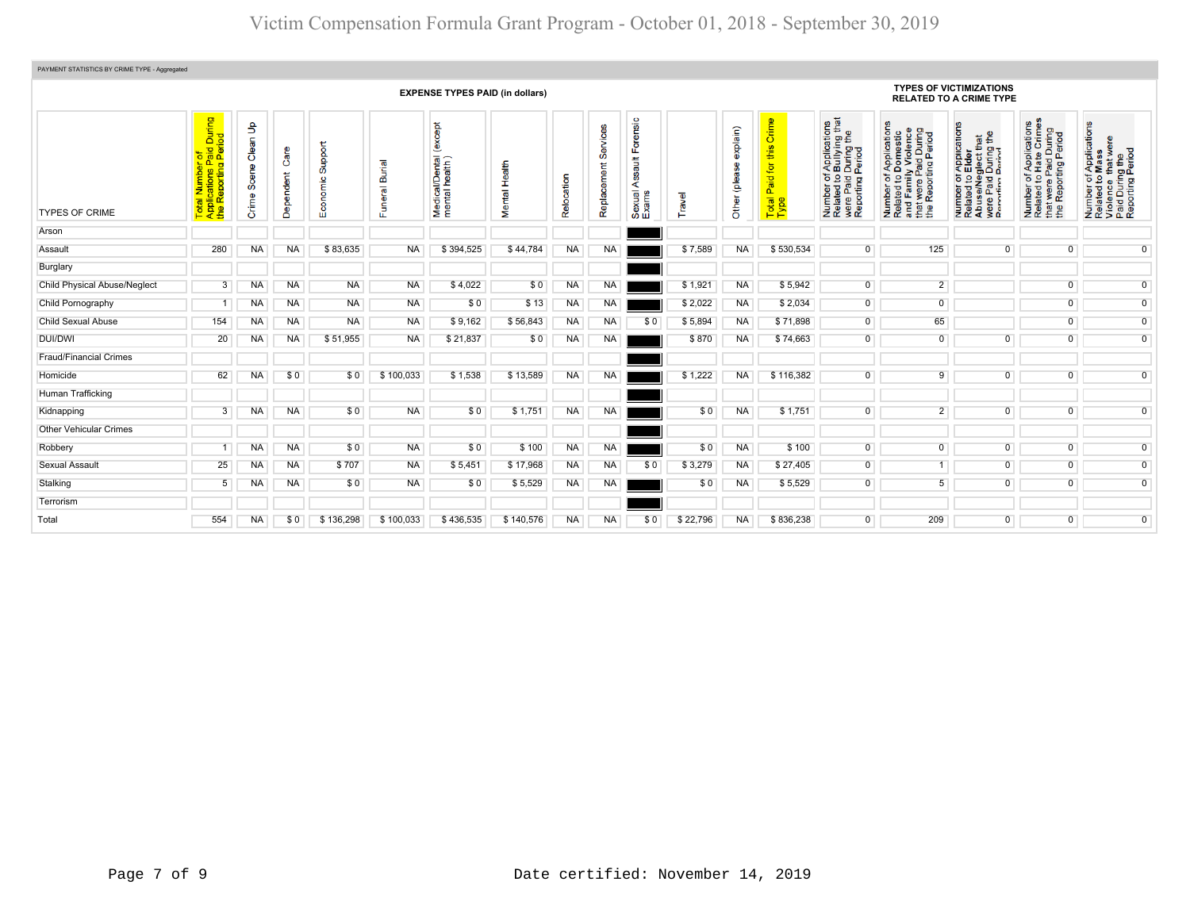# Victim Compensation Formula Grant Program - October 01, 2018 - September 30, 2019

PAYMENT STATISTICS BY CRIME TYPE - Aggregated

| TYPES OF CRIME | EXPENSE TYPES PAID (in dollars) | | | | | | | | | | | | | | TYPES OF VICTIMIZATIONS RELATED TO A CRIME TYPE | | | | |
|---|---|---|---|---|---|---|---|---|---|---|---|---|---|---|---|---|---|---|---|
| | Total Number of Applications Paid During the Reporting Period | Crime Scene Clean Up | Dependent Care | Economic Support | Funeral Burial | Medical/Dental (except mental health ) | Mental Health | Relocation | Replacement Services | Sexual Assault Forensic Exams | Travel | Other (please explain) | Total Paid for this Crime Type | Number of Applications Related to Bullying that were Paid During the Reporting Period | Number of Applications Related to Domestic and Family Violence that were Paid During the Reporting Period | Number of Applications Related to Elder Abuse/Neglect that were Paid During the Reporting Period | Number of Applications Related to Hate Crimes that were Paid During the Reporting Period | Number of Applications Related to Mass Violence that were Paid During the Reporting Period |
| Arson | | | | | | | | | | | | | | | | | | |
| Assault | 280 | NA | NA | $ 83,635 | NA | $ 394,525 | $ 44,784 | NA | NA | | $ 7,589 | NA | $ 530,534 | 0 | 125 | 0 | 0 | 0 |
| Burglary | | | | | | | | | | | | | | | | | | |
| Child Physical Abuse/Neglect | 3 | NA | NA | NA | NA | $ 4,022 | $ 0 | NA | NA | | $ 1,921 | NA | $ 5,942 | 0 | 2 | | 0 | 0 |
| Child Pornography | 1 | NA | NA | NA | NA | $ 0 | $ 13 | NA | NA | | $ 2,022 | NA | $ 2,034 | 0 | 0 | | 0 | 0 |
| Child Sexual Abuse | 154 | NA | NA | NA | NA | $ 9,162 | $ 56,843 | NA | NA | $ 0 | $ 5,894 | NA | $ 71,898 | 0 | 65 | | 0 | 0 |
| DUI/DWI | 20 | NA | NA | $ 51,955 | NA | $ 21,837 | $ 0 | NA | NA | | $ 870 | NA | $ 74,663 | 0 | 0 | 0 | 0 | 0 |
| Fraud/Financial Crimes | | | | | | | | | | | | | | | | | | |
| Homicide | 62 | NA | $ 0 | $ 0 | $ 100,033 | $ 1,538 | $ 13,589 | NA | NA | | $ 1,222 | NA | $ 116,382 | 0 | 9 | 0 | 0 | 0 |
| Human Trafficking | | | | | | | | | | | | | | | | | | |
| Kidnapping | 3 | NA | NA | $ 0 | NA | $ 0 | $ 1,751 | NA | NA | | $ 0 | NA | $ 1,751 | 0 | 2 | 0 | 0 | 0 |
| Other Vehicular Crimes | | | | | | | | | | | | | | | | | | |
| Robbery | 1 | NA | NA | $ 0 | NA | $ 0 | $ 100 | NA | NA | | $ 0 | NA | $ 100 | 0 | 0 | 0 | 0 | 0 |
| Sexual Assault | 25 | NA | NA | $ 707 | NA | $ 5,451 | $ 17,968 | NA | NA | $ 0 | $ 3,279 | NA | $ 27,405 | 0 | 1 | 0 | 0 | 0 |
| Stalking | 5 | NA | NA | $ 0 | NA | $ 0 | $ 5,529 | NA | NA | | $ 0 | NA | $ 5,529 | 0 | 5 | 0 | 0 | 0 |
| Terrorism | | | | | | | | | | | | | | | | | | |
| Total | 554 | NA | $ 0 | $ 136,298 | $ 100,033 | $ 436,535 | $ 140,576 | NA | NA | $ 0 | $ 22,796 | NA | $ 836,238 | 0 | 209 | 0 | 0 | 0 |

Date certified: November 14, 2019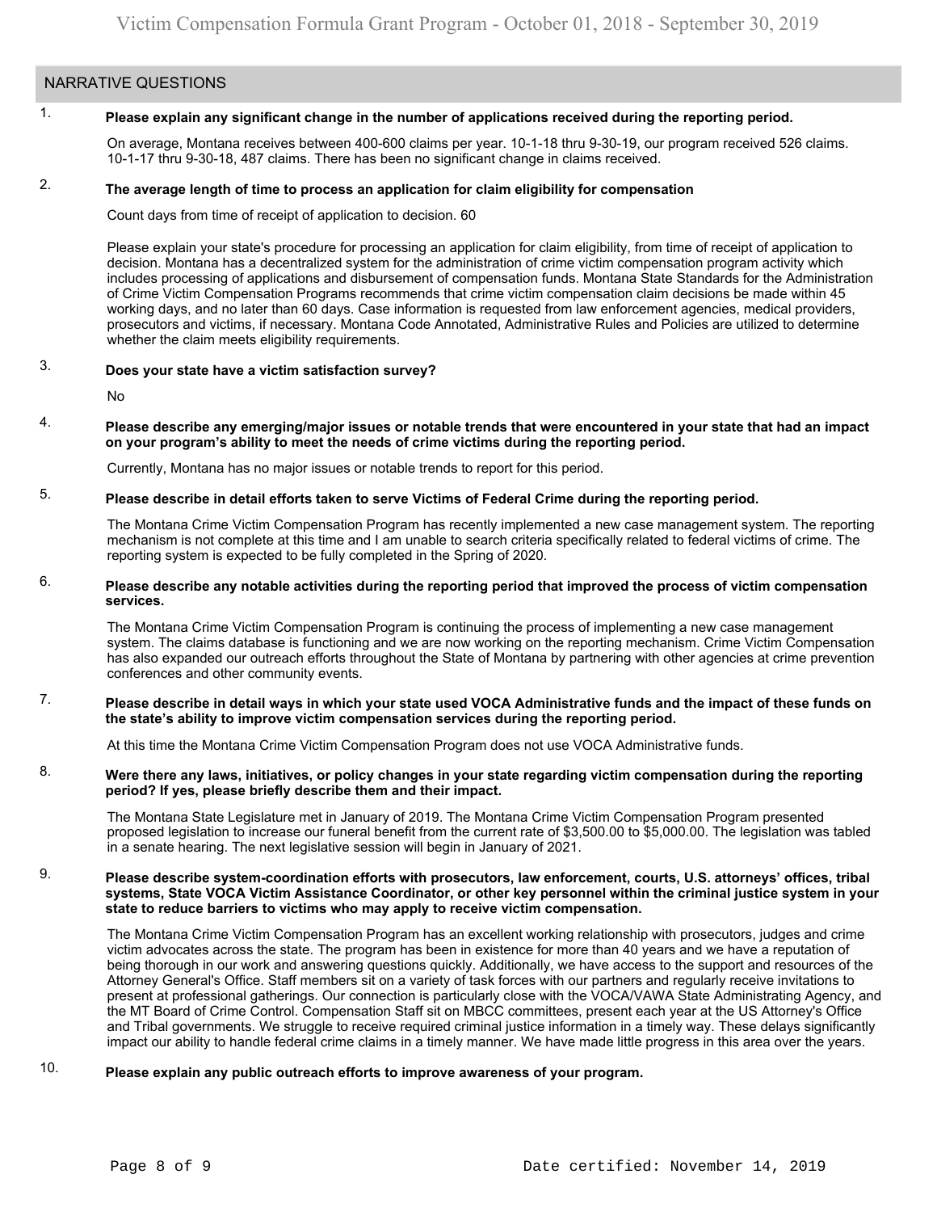## NARRATIVE QUESTIONS

1. **Please explain any significant change in the number of applications received during the reporting period.**

   On average, Montana receives between 400-600 claims per year. 10-1-18 thru 9-30-19, our program received 526 claims. 10-1-17 thru 9-30-18, 487 claims. There has been no significant change in claims received.

2. **The average length of time to process an application for claim eligibility for compensation**

   Count days from time of receipt of application to decision. 60

   Please explain your state's procedure for processing an application for claim eligibility, from time of receipt of application to decision. Montana has a decentralized system for the administration of crime victim compensation program activity which includes processing of applications and disbursement of compensation funds. Montana State Standards for the Administration of Crime Victim Compensation Programs recommends that crime victim compensation claim decisions be made within 45 working days, and no later than 60 days. Case information is requested from law enforcement agencies, medical providers, prosecutors and victims, if necessary. Montana Code Annotated, Administrative Rules and Policies are utilized to determine whether the claim meets eligibility requirements.

3. **Does your state have a victim satisfaction survey?**

   No

4. **Please describe any emerging/major issues or notable trends that were encountered in your state that had an impact on your program's ability to meet the needs of crime victims during the reporting period.**

   Currently, Montana has no major issues or notable trends to report for this period.

5. **Please describe in detail efforts taken to serve Victims of Federal Crime during the reporting period.**

   The Montana Crime Victim Compensation Program has recently implemented a new case management system. The reporting mechanism is not complete at this time and I am unable to search criteria specifically related to federal victims of crime. The reporting system is expected to be fully completed in the Spring of 2020.

6. **Please describe any notable activities during the reporting period that improved the process of victim compensation services.**

   The Montana Crime Victim Compensation Program is continuing the process of implementing a new case management system. The claims database is functioning and we are now working on the reporting mechanism. Crime Victim Compensation has also expanded our outreach efforts throughout the State of Montana by partnering with other agencies at crime prevention conferences and other community events.

7. **Please describe in detail ways in which your state used VOCA Administrative funds and the impact of these funds on the state's ability to improve victim compensation services during the reporting period.**

   At this time the Montana Crime Victim Compensation Program does not use VOCA Administrative funds.

8. **Were there any laws, initiatives, or policy changes in your state regarding victim compensation during the reporting period? If yes, please briefly describe them and their impact.**

   The Montana State Legislature met in January of 2019. The Montana Crime Victim Compensation Program presented proposed legislation to increase our funeral benefit from the current rate of $3,500.00 to $5,000.00. The legislation was tabled in a senate hearing. The next legislative session will begin in January of 2021.

9. **Please describe system-coordination efforts with prosecutors, law enforcement, courts, U.S. attorneys' offices, tribal systems, State VOCA Victim Assistance Coordinator, or other key personnel within the criminal justice system in your state to reduce barriers to victims who may apply to receive victim compensation.**

   The Montana Crime Victim Compensation Program has an excellent working relationship with prosecutors, judges and crime victim advocates across the state. The program has been in existence for more than 40 years and we have a reputation of being thorough in our work and answering questions quickly. Additionally, we have access to the support and resources of the Attorney General's Office. Staff members sit on a variety of task forces with our partners and regularly receive invitations to present at professional gatherings. Our connection is particularly close with the VOCA/VAWA State Administrating Agency, and the MT Board of Crime Control. Compensation Staff sit on MBCC committees, present each year at the US Attorney's Office and Tribal governments. We struggle to receive required criminal justice information in a timely way. These delays significantly impact our ability to handle federal crime claims in a timely manner. We have made little progress in this area over the years.

10. **Please explain any public outreach efforts to improve awareness of your program.**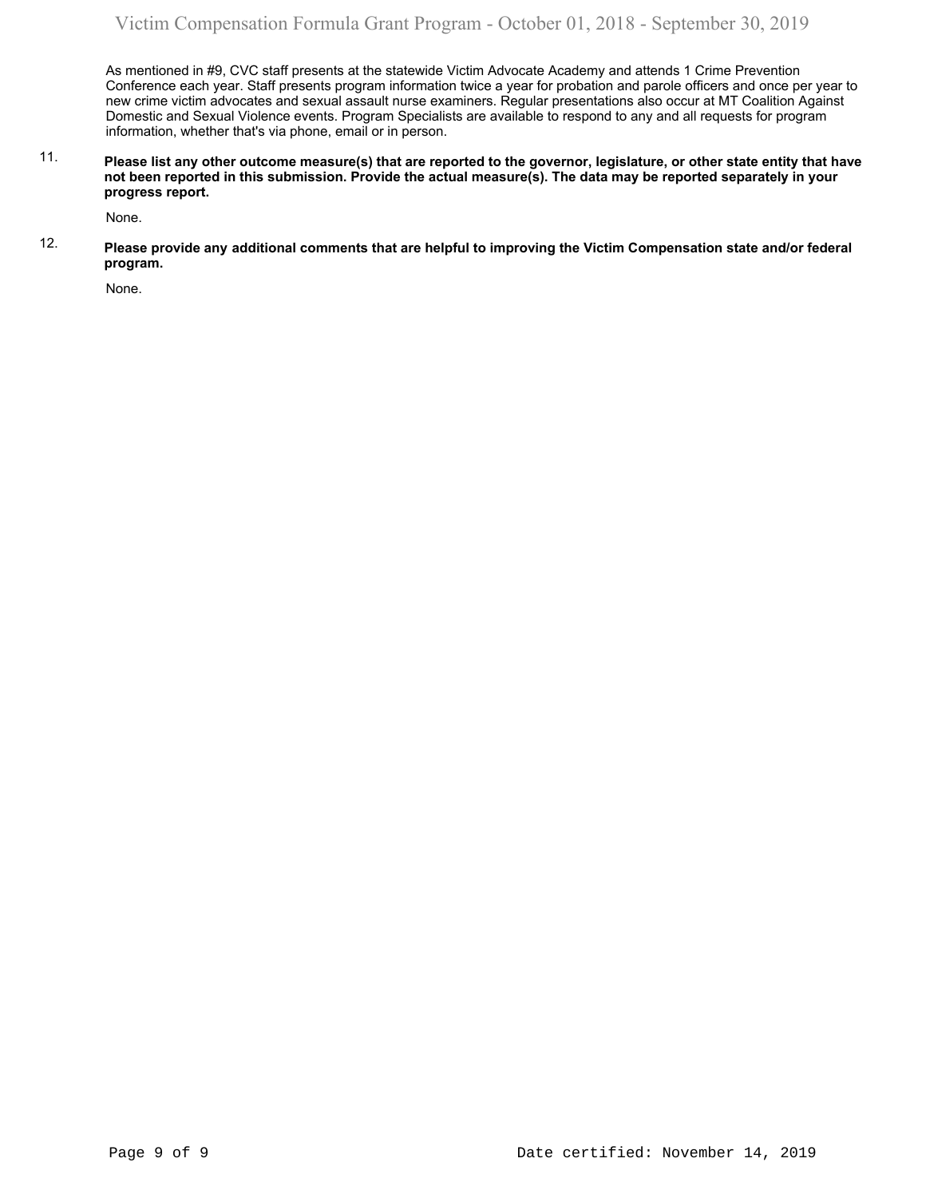As mentioned in #9, CVC staff presents at the statewide Victim Advocate Academy and attends 1 Crime Prevention Conference each year. Staff presents program information twice a year for probation and parole officers and once per year to new crime victim advocates and sexual assault nurse examiners. Regular presentations also occur at MT Coalition Against Domestic and Sexual Violence events. Program Specialists are available to respond to any and all requests for program information, whether that's via phone, email or in person.

11. **Please list any other outcome measure(s) that are reported to the governor, legislature, or other state entity that have not been reported in this submission. Provide the actual measure(s). The data may be reported separately in your progress report.**

    None.

12. **Please provide any additional comments that are helpful to improving the Victim Compensation state and/or federal program.**

    None.

Date certified: November 14, 2019